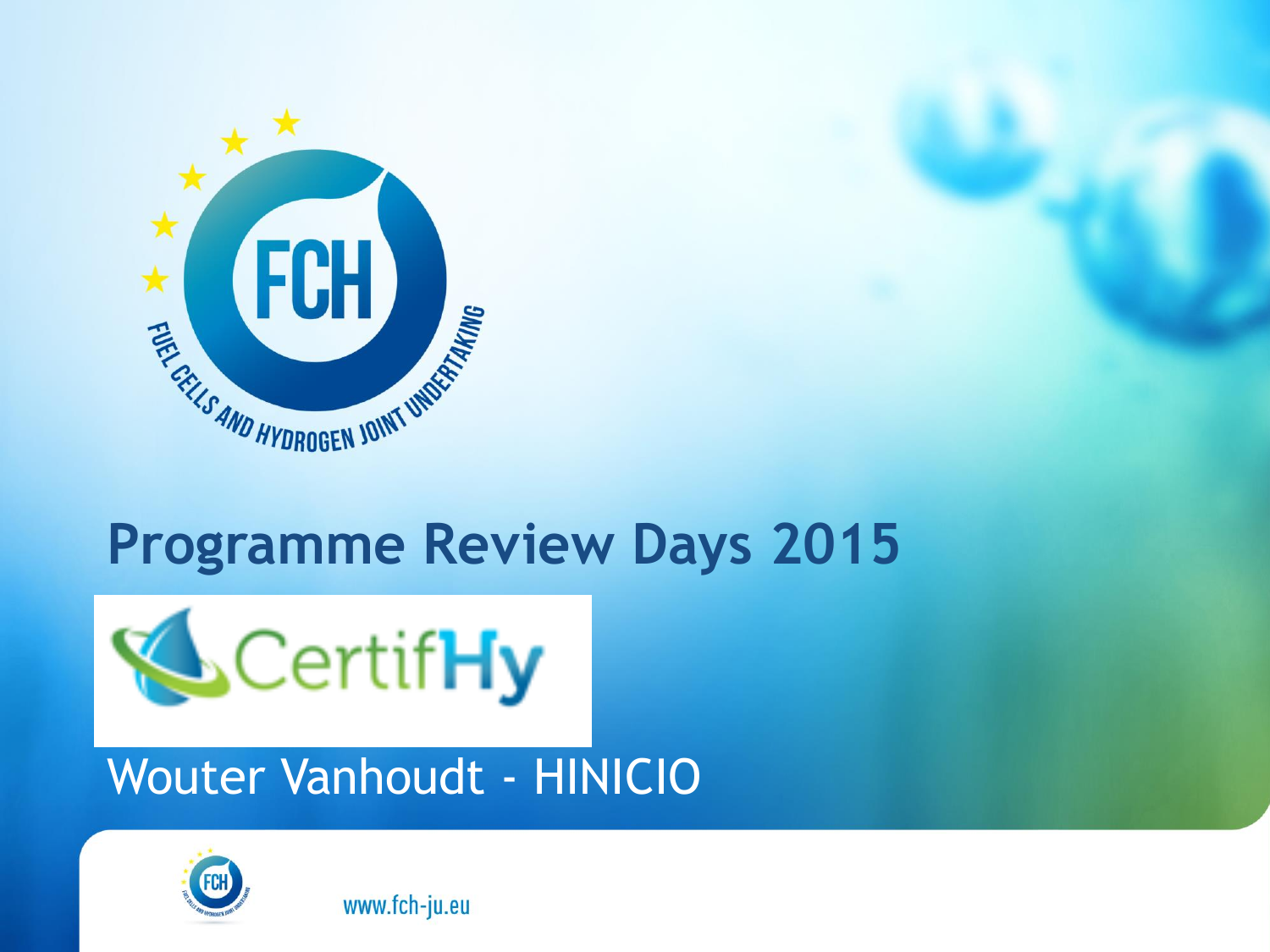# Programme Review Days 2015

## CertifHy

Wouter Vanhoudt - HINICIO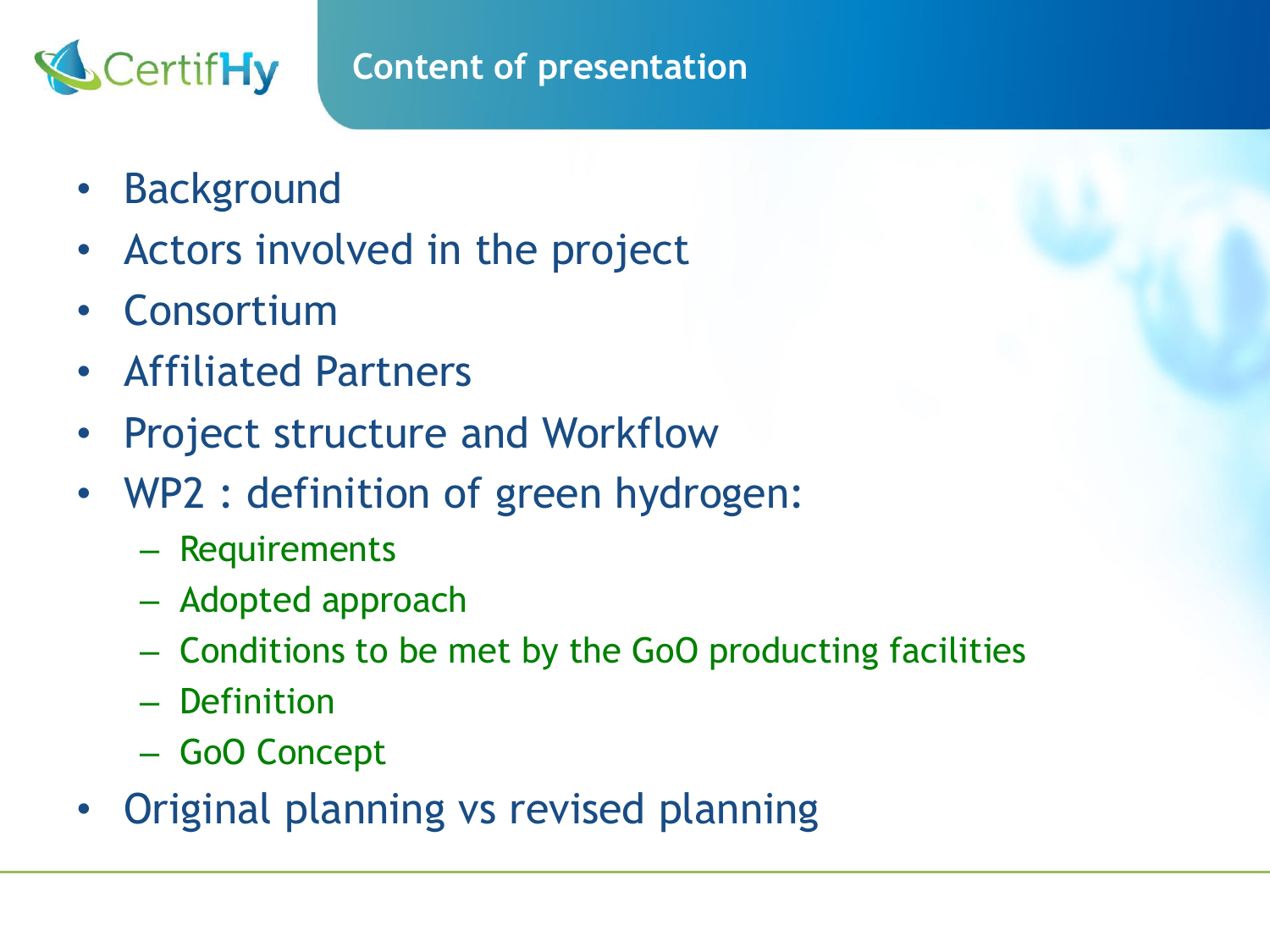# Content of presentation

- Background
- Actors involved in the project
- Consortium
- Affiliated Partners
- Project structure and Workflow
- WP2 : definition of green hydrogen:
  - Requirements
  - Adopted approach
  - Conditions to be met by the GoO producting facilities
  - Definition
  - GoO Concept
- Original planning vs revised planning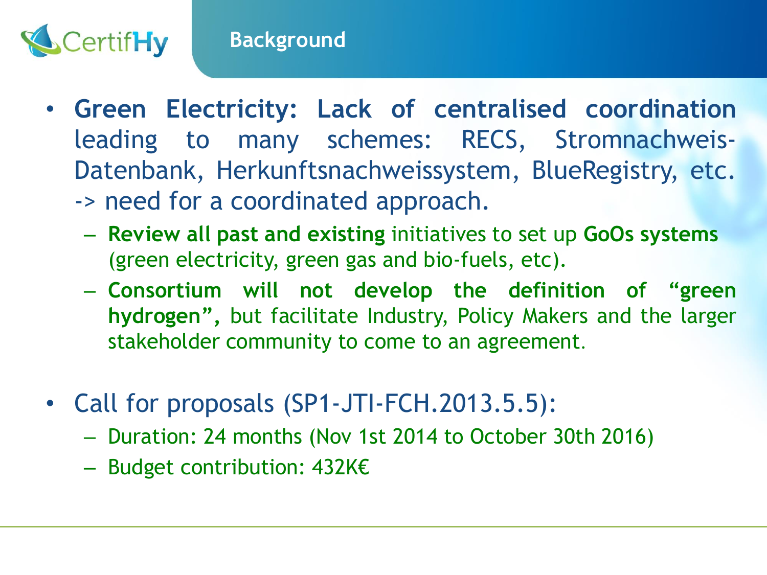# Background

- **Green Electricity: Lack of centralised coordination** leading to many schemes: RECS, Stromnachweis-Datenbank, Herkunftsnachweissystem, BlueRegistry, etc. -> need for a coordinated approach.
  - **Review all past and existing** initiatives to set up **GoOs systems** (green electricity, green gas and bio-fuels, etc).
  - **Consortium will not develop the definition of "green hydrogen"**, but facilitate Industry, Policy Makers and the larger stakeholder community to come to an agreement.

- Call for proposals (SP1-JTI-FCH.2013.5.5):
  - Duration: 24 months (Nov 1st 2014 to October 30th 2016)
  - Budget contribution: 432K€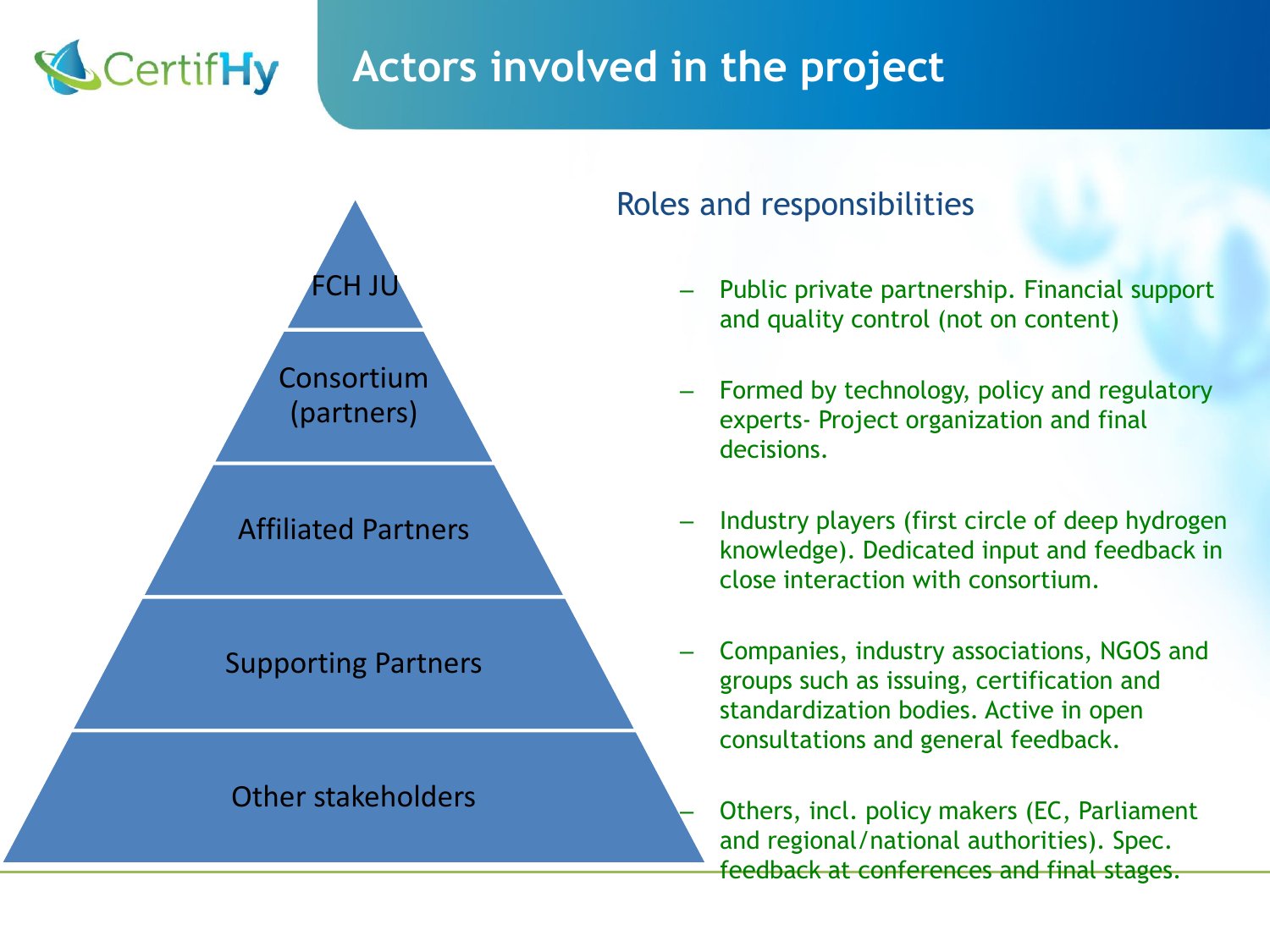# Actors involved in the project

## Roles and responsibilities

| Actor | Roles and responsibilities |
|---|---|
| FCH JU | Public private partnership. Financial support and quality control (not on content) |
| Consortium (partners) | Formed by technology, policy and regulatory experts- Project organization and final decisions. |
| Affiliated Partners | Industry players (first circle of deep hydrogen knowledge). Dedicated input and feedback in close interaction with consortium. |
| Supporting Partners | Companies, industry associations, NGOS and groups such as issuing, certification and standardization bodies. Active in open consultations and general feedback. |
| Other stakeholders | Others, incl. policy makers (EC, Parliament and regional/national authorities). Spec. feedback at conferences and final stages. |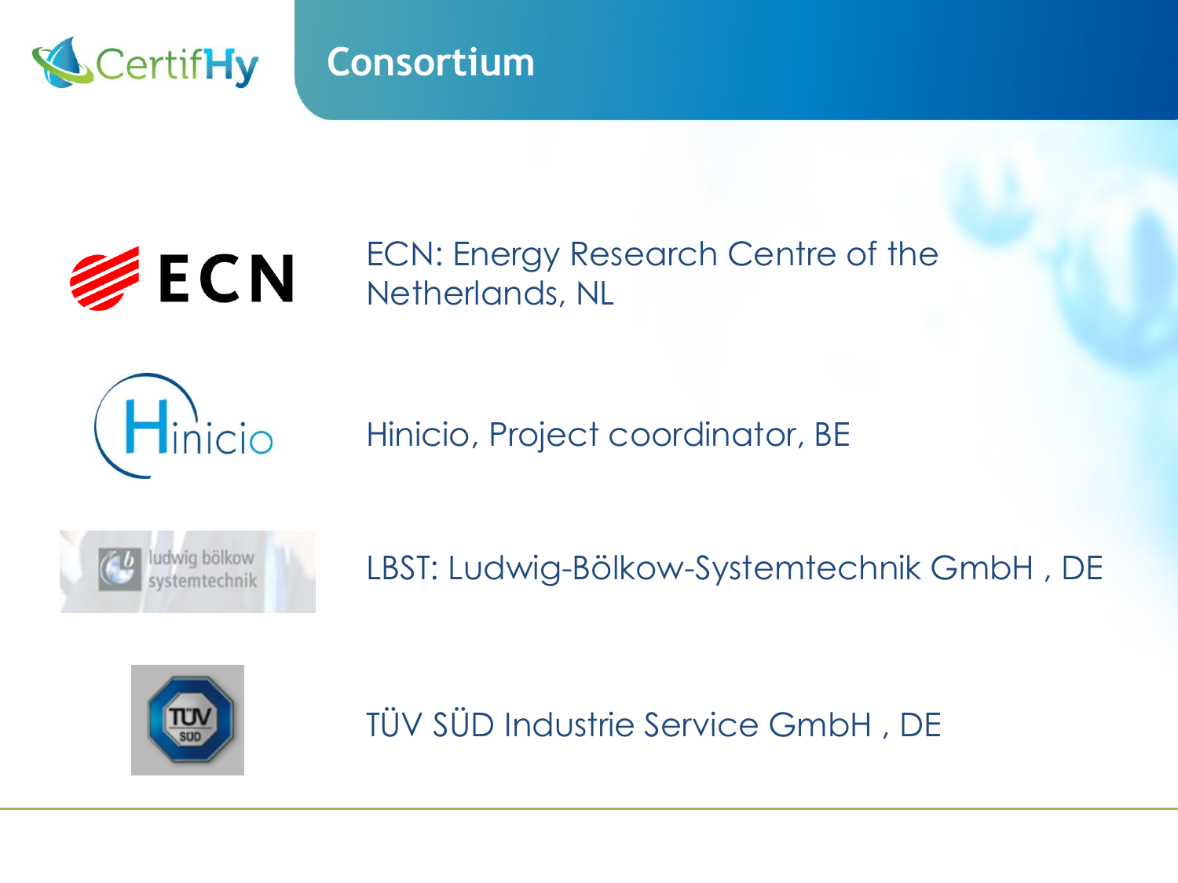# Consortium

ECN: Energy Research Centre of the Netherlands, NL

Hinicio, Project coordinator, BE

LBST: Ludwig-Bölkow-Systemtechnik GmbH , DE

TÜV SÜD Industrie Service GmbH , DE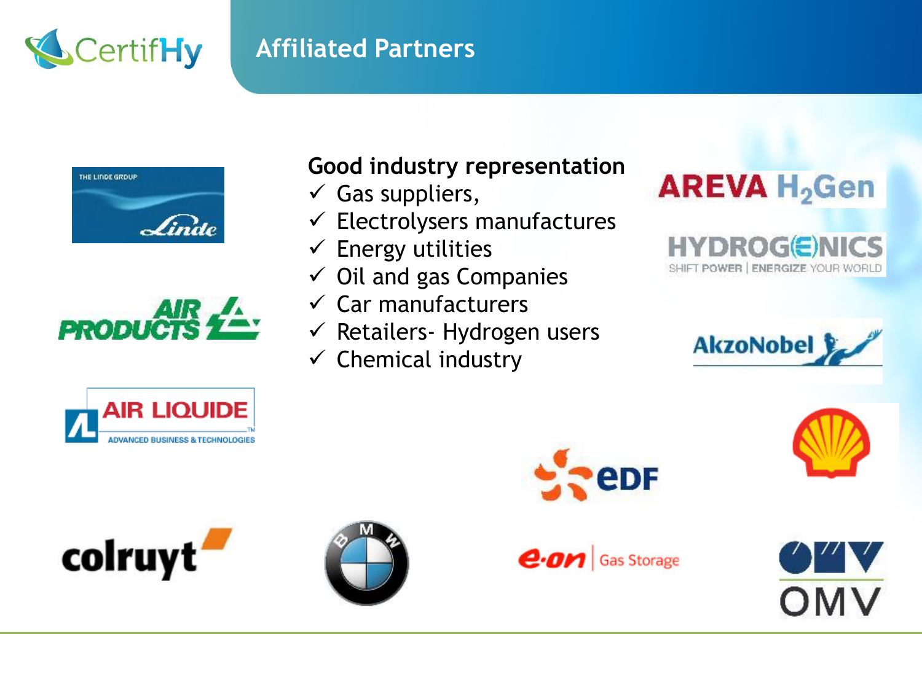# Affiliated Partners

**Good industry representation**

- ✓ Gas suppliers,
- ✓ Electrolysers manufactures
- ✓ Energy utilities
- ✓ Oil and gas Companies
- ✓ Car manufacturers
- ✓ Retailers- Hydrogen users
- ✓ Chemical industry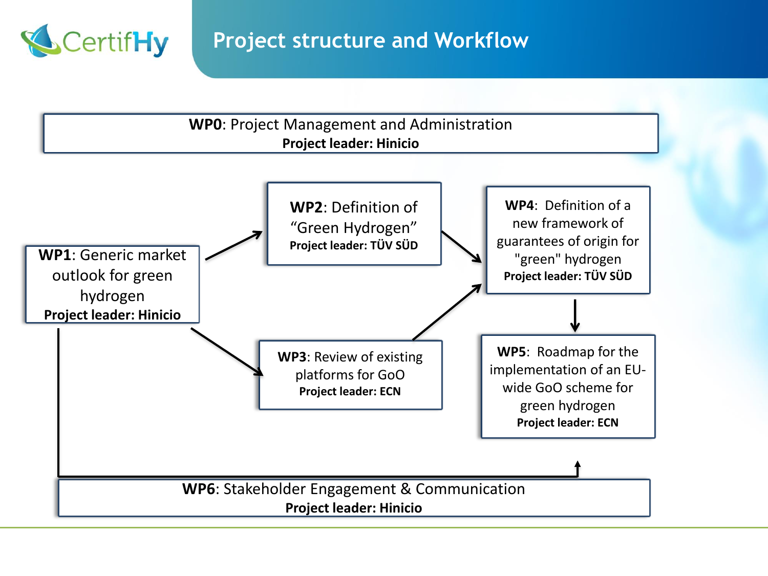# Project structure and Workflow

**WP0**: Project Management and Administration
**Project leader: Hinicio**

**WP1**: Generic market outlook for green hydrogen
**Project leader: Hinicio**

**WP2**: Definition of "Green Hydrogen"
**Project leader: TÜV SÜD**

**WP3**: Review of existing platforms for GoO
**Project leader: ECN**

**WP4**: Definition of a new framework of guarantees of origin for "green" hydrogen
**Project leader: TÜV SÜD**

**WP5**: Roadmap for the implementation of an EU-wide GoO scheme for green hydrogen
**Project leader: ECN**

**WP6**: Stakeholder Engagement & Communication
**Project leader: Hinicio**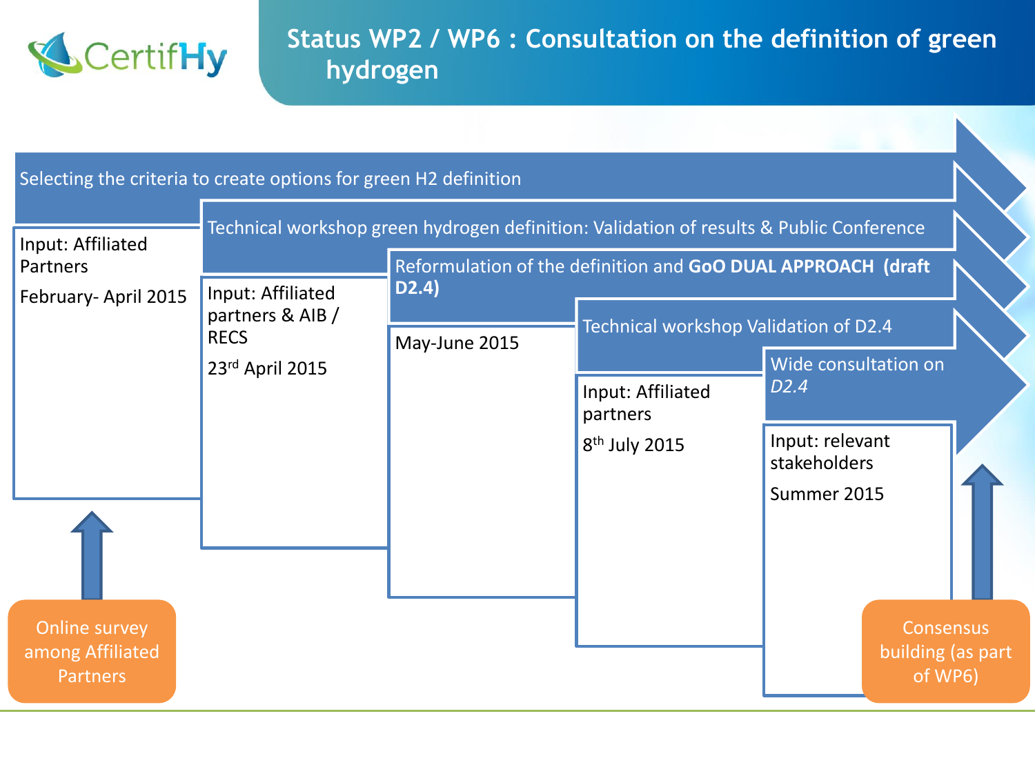# Status WP2 / WP6 : Consultation on the definition of green hydrogen

**Selecting the criteria to create options for green H2 definition**
- Input: Affiliated Partners
- February- April 2015

**Technical workshop green hydrogen definition: Validation of results & Public Conference**
- Input: Affiliated partners & AIB / RECS
- 23rd April 2015

**Reformulation of the definition and GoO DUAL APPROACH (draft D2.4)**
- May-June 2015

**Technical workshop Validation of D2.4**
- Input: Affiliated partners
- 8th July 2015

**Wide consultation on *D2.4***
- Input: relevant stakeholders
- Summer 2015

Online survey among Affiliated Partners

Consensus building (as part of WP6)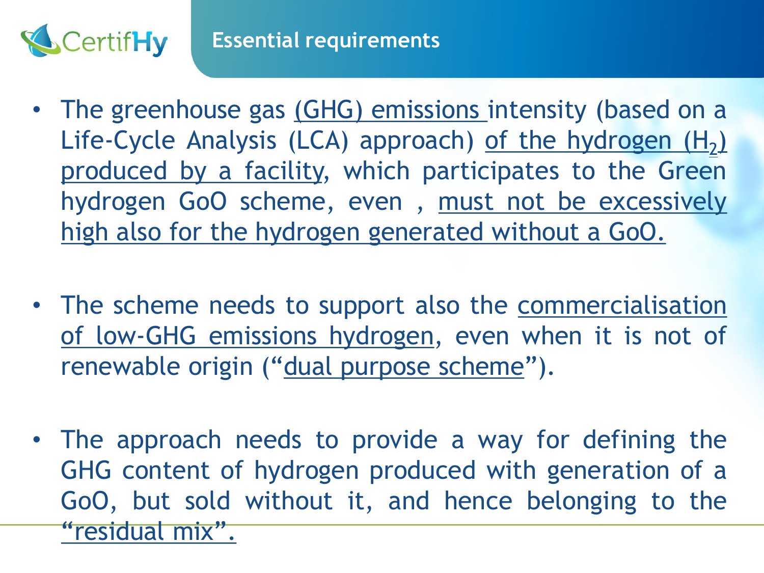## Essential requirements

- The greenhouse gas (GHG) emissions intensity (based on a Life-Cycle Analysis (LCA) approach) of the hydrogen ($H_2$) produced by a facility, which participates to the Green hydrogen GoO scheme, even , must not be excessively high also for the hydrogen generated without a GoO.

- The scheme needs to support also the commercialisation of low-GHG emissions hydrogen, even when it is not of renewable origin ("dual purpose scheme").

- The approach needs to provide a way for defining the GHG content of hydrogen produced with generation of a GoO, but sold without it, and hence belonging to the "residual mix".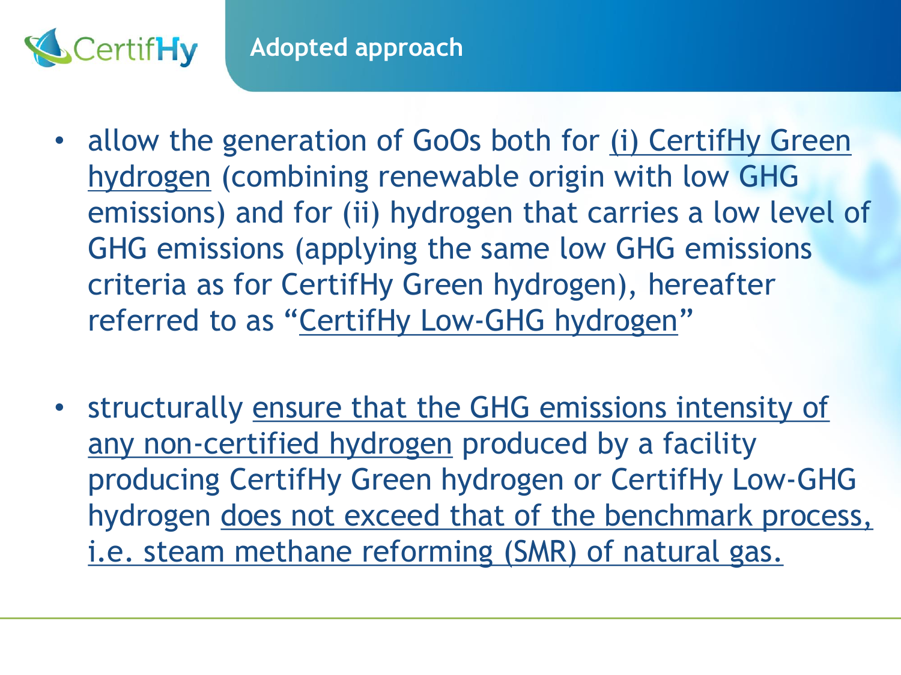## Adopted approach

- allow the generation of GoOs both for (i) CertifHy Green hydrogen (combining renewable origin with low GHG emissions) and for (ii) hydrogen that carries a low level of GHG emissions (applying the same low GHG emissions criteria as for CertifHy Green hydrogen), hereafter referred to as "CertifHy Low-GHG hydrogen"

- structurally ensure that the GHG emissions intensity of any non-certified hydrogen produced by a facility producing CertifHy Green hydrogen or CertifHy Low-GHG hydrogen does not exceed that of the benchmark process, i.e. steam methane reforming (SMR) of natural gas.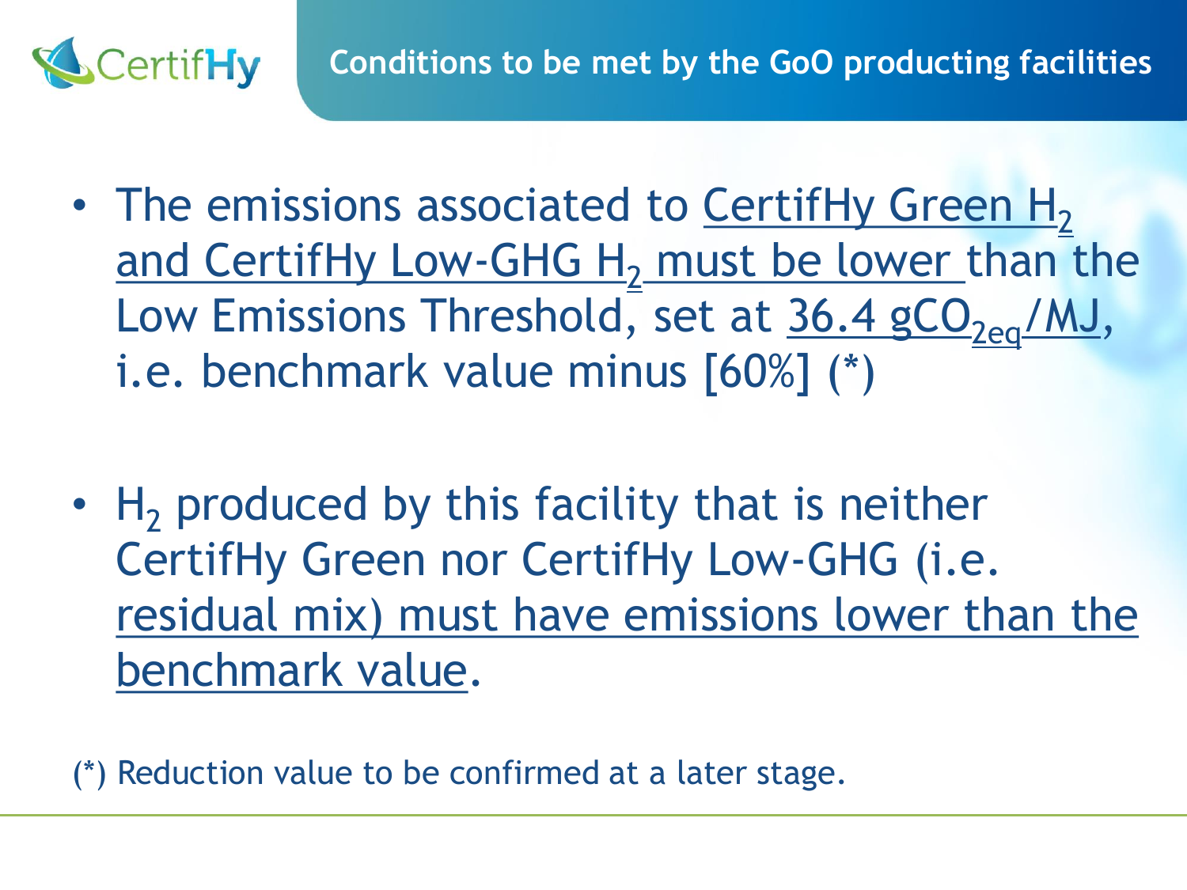## Conditions to be met by the GoO producting facilities

- The emissions associated to CertifHy Green $H_2$ and CertifHy Low-GHG $H_2$ must be lower than the Low Emissions Threshold, set at 36.4 $gCO_{2eq}/MJ$, i.e. benchmark value minus [60%] (*)

- $H_2$ produced by this facility that is neither CertifHy Green nor CertifHy Low-GHG (i.e. residual mix) must have emissions lower than the benchmark value.

(*) Reduction value to be confirmed at a later stage.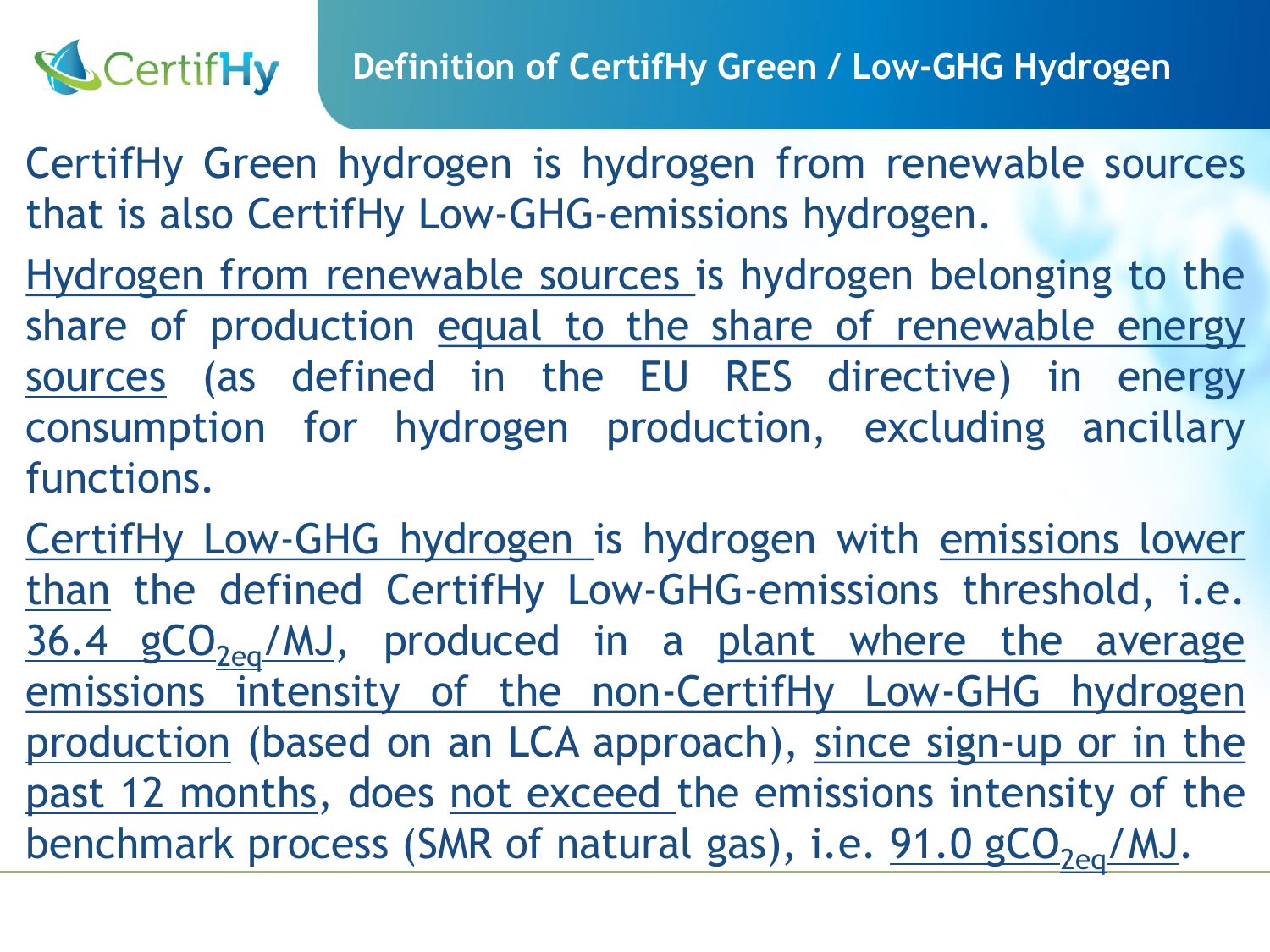# Definition of CertifHy Green / Low-GHG Hydrogen

CertifHy Green hydrogen is hydrogen from renewable sources that is also CertifHy Low-GHG-emissions hydrogen.

Hydrogen from renewable sources is hydrogen belonging to the share of production equal to the share of renewable energy sources (as defined in the EU RES directive) in energy consumption for hydrogen production, excluding ancillary functions.

CertifHy Low-GHG hydrogen is hydrogen with emissions lower than the defined CertifHy Low-GHG-emissions threshold, i.e. 36.4 $gCO_{2eq}/MJ$, produced in a plant where the average emissions intensity of the non-CertifHy Low-GHG hydrogen production (based on an LCA approach), since sign-up or in the past 12 months, does not exceed the emissions intensity of the benchmark process (SMR of natural gas), i.e. 91.0 $gCO_{2eq}/MJ$.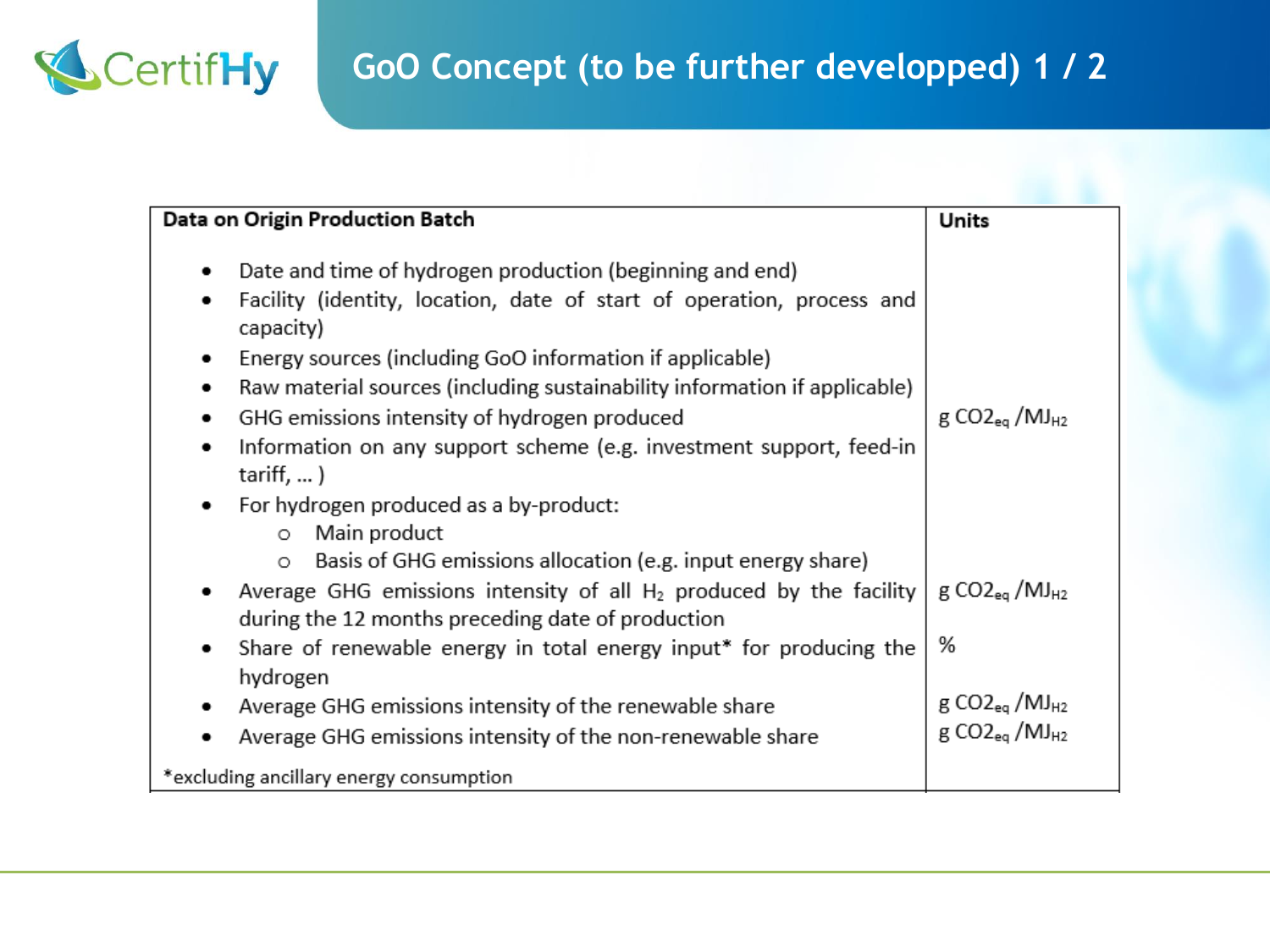# GoO Concept (to be further developped) 1 / 2

| Data on Origin Production Batch | Units |
|---|---|
| • Date and time of hydrogen production (beginning and end) | |
| • Facility (identity, location, date of start of operation, process and capacity) | |
| • Energy sources (including GoO information if applicable) | |
| • Raw material sources (including sustainability information if applicable) | |
| • GHG emissions intensity of hydrogen produced | g $CO2_{eq}$ /$MJ_{H2}$ |
| • Information on any support scheme (e.g. investment support, feed-in tariff, … ) | |
| • For hydrogen produced as a by-product:<br>  ○ Main product<br>  ○ Basis of GHG emissions allocation (e.g. input energy share) | |
| • Average GHG emissions intensity of all $H_2$ produced by the facility during the 12 months preceding date of production | g $CO2_{eq}$ /$MJ_{H2}$ |
| • Share of renewable energy in total energy input* for producing the hydrogen | % |
| • Average GHG emissions intensity of the renewable share | g $CO2_{eq}$ /$MJ_{H2}$ |
| • Average GHG emissions intensity of the non-renewable share | g $CO2_{eq}$ /$MJ_{H2}$ |
| *excluding ancillary energy consumption | |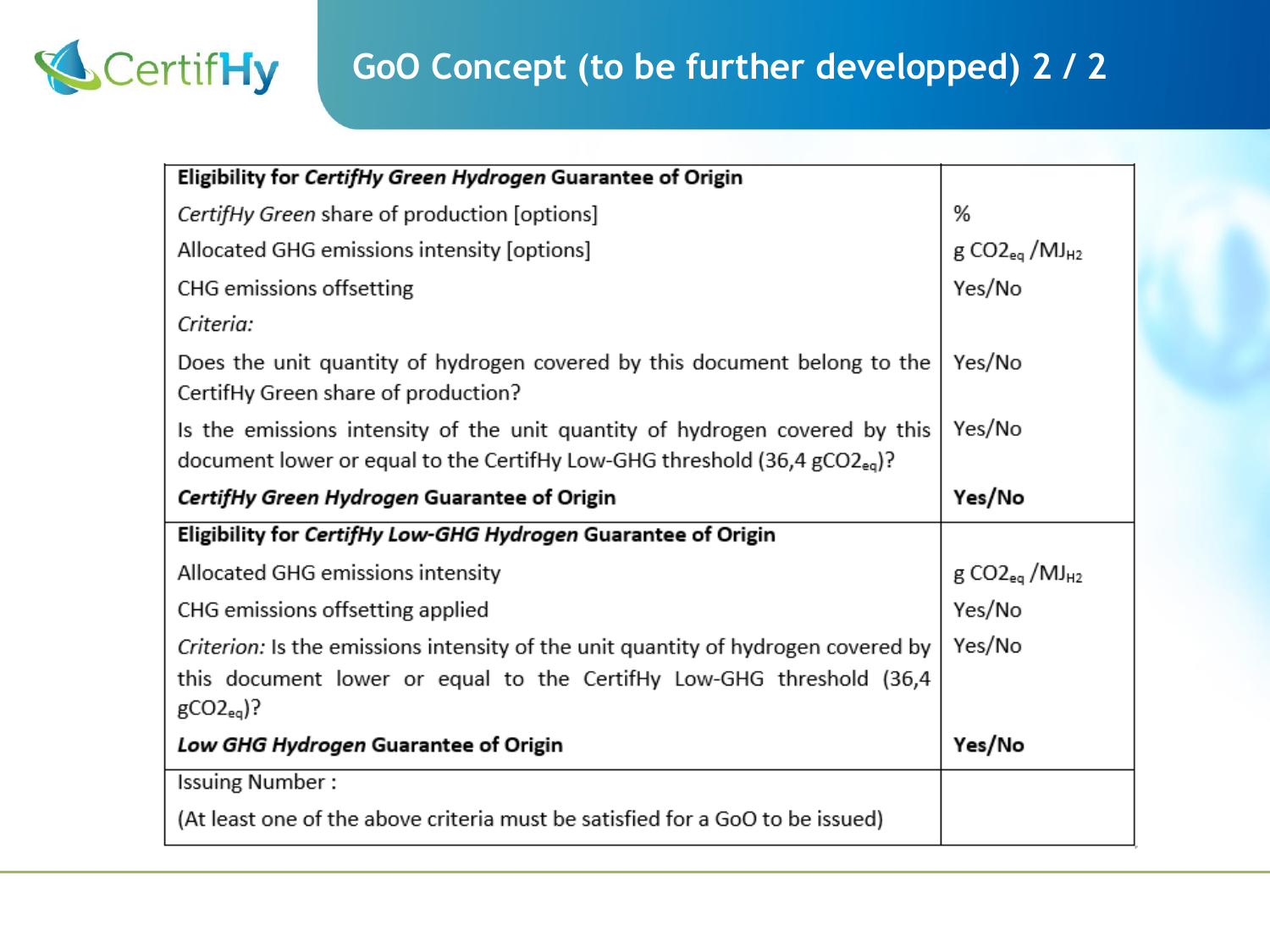# GoO Concept (to be further developped) 2 / 2

| **Eligibility for *CertifHy Green Hydrogen* Guarantee of Origin** | |
|---|---|
| *CertifHy Green* share of production [options] | % |
| Allocated GHG emissions intensity [options] | $g\ CO2_{eq}\ /MJ_{H2}$ |
| CHG emissions offsetting | Yes/No |
| *Criteria:* | |
| Does the unit quantity of hydrogen covered by this document belong to the CertifHy Green share of production? | Yes/No |
| Is the emissions intensity of the unit quantity of hydrogen covered by this document lower or equal to the CertifHy Low-GHG threshold (36,4 $gCO2_{eq}$)? | Yes/No |
| ***CertifHy Green Hydrogen* Guarantee of Origin** | **Yes/No** |
| **Eligibility for *CertifHy Low-GHG Hydrogen* Guarantee of Origin** | |
| Allocated GHG emissions intensity | $g\ CO2_{eq}\ /MJ_{H2}$ |
| CHG emissions offsetting applied | Yes/No |
| *Criterion:* Is the emissions intensity of the unit quantity of hydrogen covered by this document lower or equal to the CertifHy Low-GHG threshold (36,4 $gCO2_{eq}$)? | Yes/No |
| ***Low GHG Hydrogen* Guarantee of Origin** | **Yes/No** |
| Issuing Number : (At least one of the above criteria must be satisfied for a GoO to be issued) | |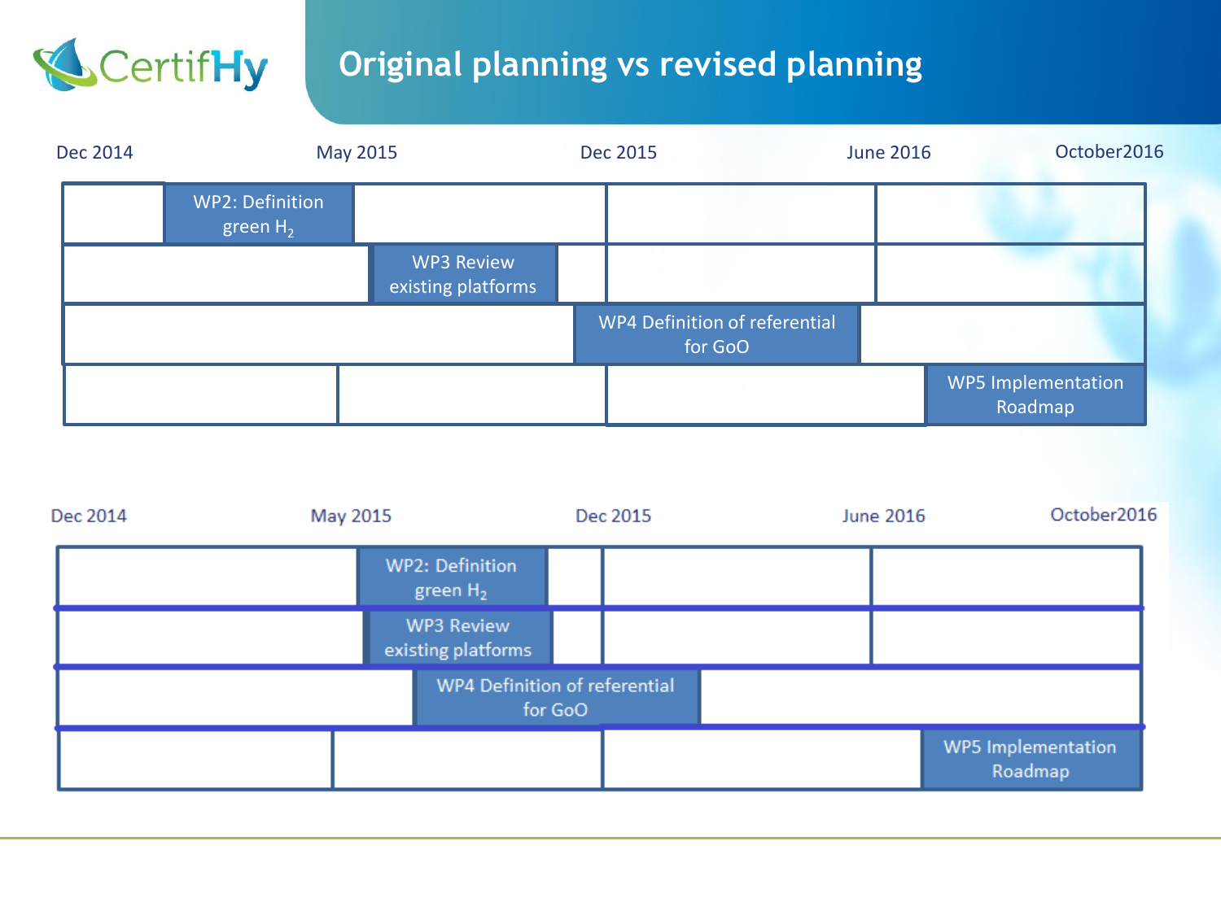# Original planning vs revised planning

**Original planning**

| Dec 2014 | May 2015 | Dec 2015 | June 2016 | October2016 |
| --- | --- | --- | --- | --- |
| WP2: Definition green $H_2$ | | | | |
| | WP3 Review existing platforms | | | |
| | | WP4 Definition of referential for GoO | | |
| | | | WP5 Implementation Roadmap | |

**Revised planning**

| Dec 2014 | May 2015 | Dec 2015 | June 2016 | October2016 |
| --- | --- | --- | --- | --- |
| | WP2: Definition green $H_2$ | | | |
| | WP3 Review existing platforms | | | |
| | WP4 Definition of referential for GoO | | | |
| | | | WP5 Implementation Roadmap | |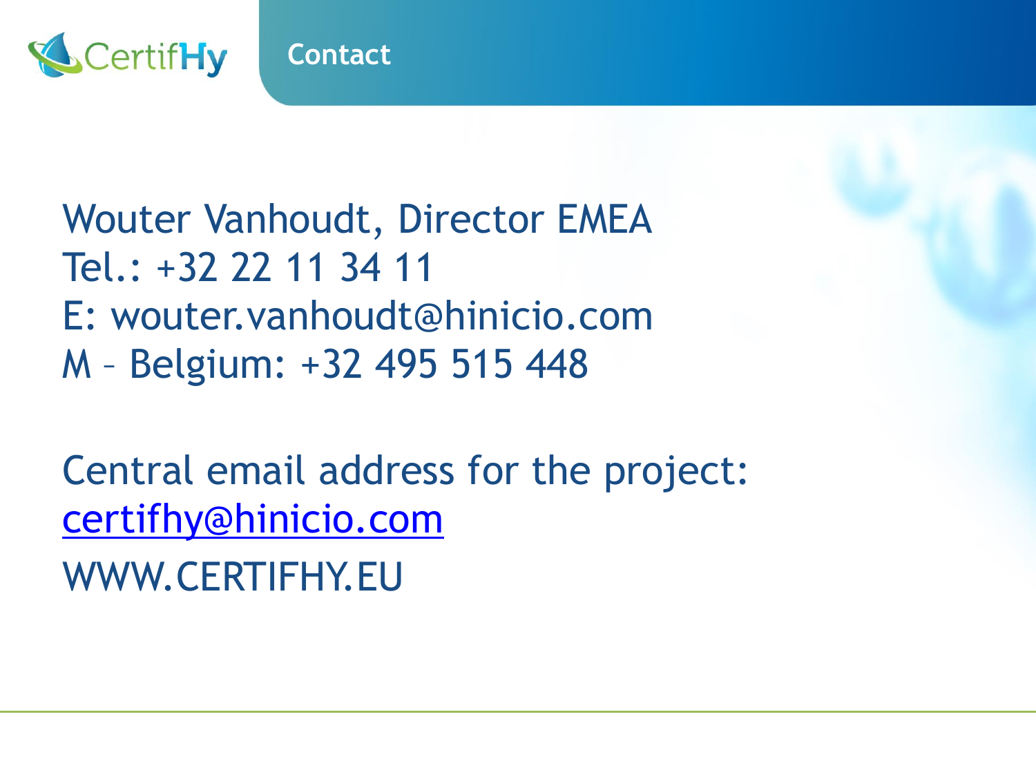# Contact

Wouter Vanhoudt, Director EMEA
Tel.: +32 22 11 34 11
E: wouter.vanhoudt@hinicio.com
M – Belgium: +32 495 515 448

Central email address for the project:
certifhy@hinicio.com

WWW.CERTIFHY.EU